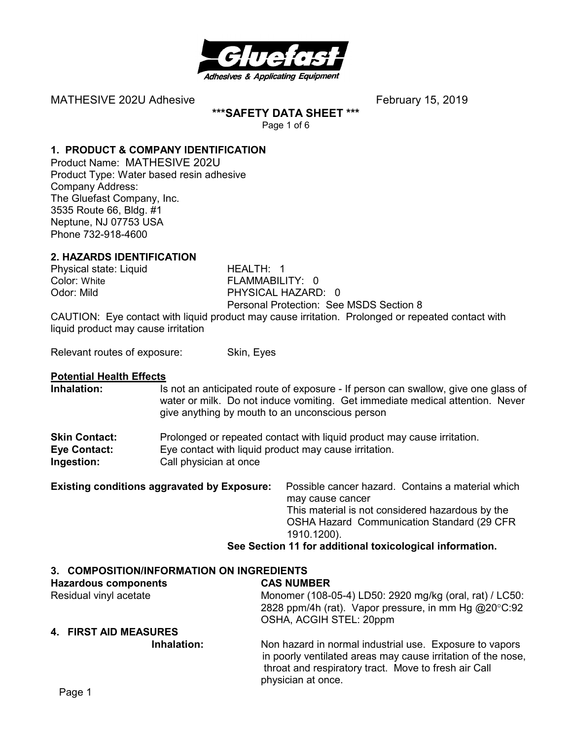Gluefast
Adhesives & Applicating Equipment

MATHESIVE 202U Adhesive — February 15, 2019

**\*\*\*SAFETY DATA SHEET \*\*\***

## 1. PRODUCT & COMPANY IDENTIFICATION

Product Name: MATHESIVE 202U
Product Type: Water based resin adhesive
Company Address:
The Gluefast Company, Inc.
3535 Route 66, Bldg. #1
Neptune, NJ 07753 USA
Phone 732-918-4600

## 2. HAZARDS IDENTIFICATION

Physical state: Liquid
Color: White
Odor: Mild

HEALTH: 1
FLAMMABILITY: 0
PHYSICAL HAZARD: 0
Personal Protection: See MSDS Section 8

CAUTION: Eye contact with liquid product may cause irritation. Prolonged or repeated contact with liquid product may cause irritation

Relevant routes of exposure: Skin, Eyes

**Potential Health Effects**

**Inhalation:** Is not an anticipated route of exposure - If person can swallow, give one glass of water or milk. Do not induce vomiting. Get immediate medical attention. Never give anything by mouth to an unconscious person

**Skin Contact:** Prolonged or repeated contact with liquid product may cause irritation.
**Eye Contact:** Eye contact with liquid product may cause irritation.
**Ingestion:** Call physician at once

**Existing conditions aggravated by Exposure:** Possible cancer hazard. Contains a material which may cause cancer
This material is not considered hazardous by the OSHA Hazard Communication Standard (29 CFR 1910.1200).

**See Section 11 for additional toxicological information.**

## 3. COMPOSITION/INFORMATION ON INGREDIENTS

| **Hazardous components** | **CAS NUMBER** |
| --- | --- |
| Residual vinyl acetate | Monomer (108-05-4) LD50: 2920 mg/kg (oral, rat) / LC50: 2828 ppm/4h (rat). Vapor pressure, in mm Hg @20°C:92 OSHA, ACGIH STEL: 20ppm |

## 4. FIRST AID MEASURES

**Inhalation:** Non hazard in normal industrial use. Exposure to vapors in poorly ventilated areas may cause irritation of the nose, throat and respiratory tract. Move to fresh air Call physician at once.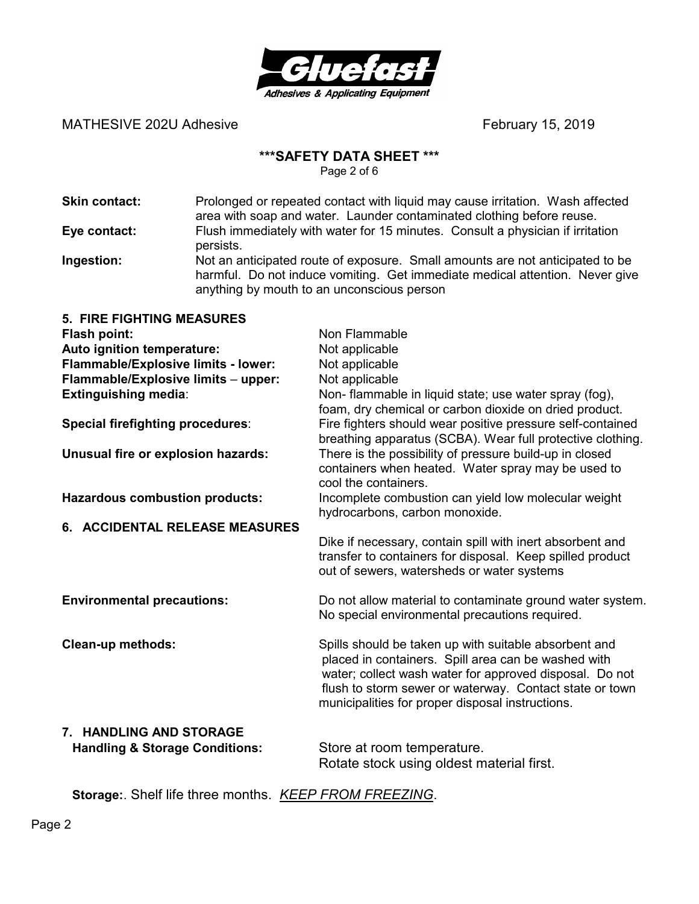MATHESIVE 202U Adhesive February 15, 2019

**\*\*\*SAFETY DATA SHEET \*\*\***

**Skin contact:** Prolonged or repeated contact with liquid may cause irritation. Wash affected area with soap and water. Launder contaminated clothing before reuse.

**Eye contact:** Flush immediately with water for 15 minutes. Consult a physician if irritation persists.

**Ingestion:** Not an anticipated route of exposure. Small amounts are not anticipated to be harmful. Do not induce vomiting. Get immediate medical attention. Never give anything by mouth to an unconscious person

## 5. FIRE FIGHTING MEASURES

**Flash point:** Non Flammable

**Auto ignition temperature:** Not applicable

**Flammable/Explosive limits - lower:** Not applicable

**Flammable/Explosive limits – upper:** Not applicable

**Extinguishing media**: Non- flammable in liquid state; use water spray (fog), foam, dry chemical or carbon dioxide on dried product.

**Special firefighting procedures**: Fire fighters should wear positive pressure self-contained breathing apparatus (SCBA). Wear full protective clothing.

**Unusual fire or explosion hazards:** There is the possibility of pressure build-up in closed containers when heated. Water spray may be used to cool the containers.

**Hazardous combustion products:** Incomplete combustion can yield low molecular weight hydrocarbons, carbon monoxide.

## 6. ACCIDENTAL RELEASE MEASURES

Dike if necessary, contain spill with inert absorbent and transfer to containers for disposal. Keep spilled product out of sewers, watersheds or water systems

**Environmental precautions:** Do not allow material to contaminate ground water system. No special environmental precautions required.

**Clean-up methods:** Spills should be taken up with suitable absorbent and placed in containers. Spill area can be washed with water; collect wash water for approved disposal. Do not flush to storm sewer or waterway. Contact state or town municipalities for proper disposal instructions.

## 7. HANDLING AND STORAGE

**Handling & Storage Conditions:** Store at room temperature. Rotate stock using oldest material first.

**Storage:**. Shelf life three months. *KEEP FROM FREEZING*.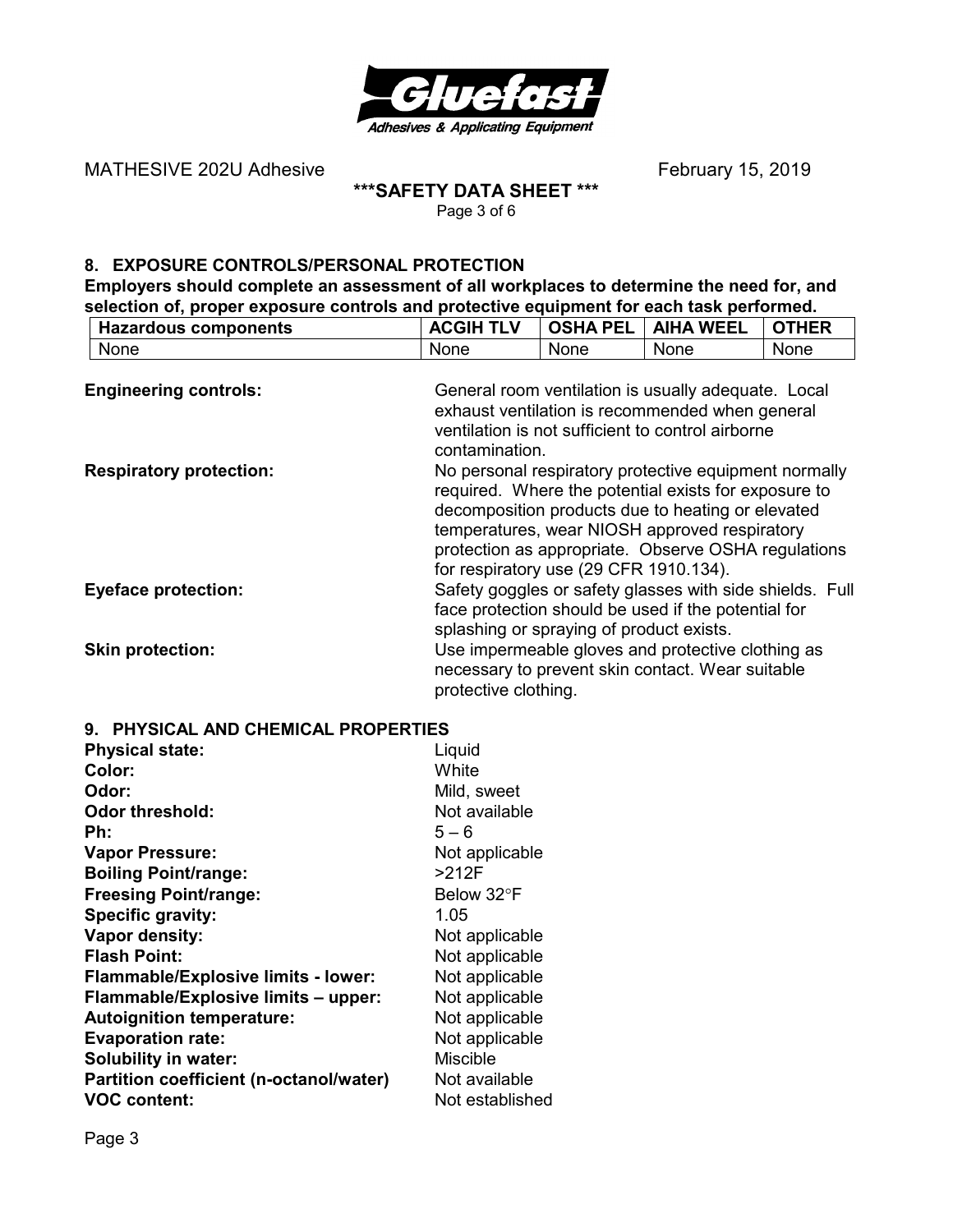MATHESIVE 202U Adhesive February 15, 2019

**\*\*\*SAFETY DATA SHEET \*\*\***

## 8. EXPOSURE CONTROLS/PERSONAL PROTECTION

**Employers should complete an assessment of all workplaces to determine the need for, and selection of, proper exposure controls and protective equipment for each task performed.**

| Hazardous components | ACGIH TLV | OSHA PEL | AIHA WEEL | OTHER |
| --- | --- | --- | --- | --- |
| None | None | None | None | None |

**Engineering controls:** General room ventilation is usually adequate. Local exhaust ventilation is recommended when general ventilation is not sufficient to control airborne contamination.

**Respiratory protection:** No personal respiratory protective equipment normally required. Where the potential exists for exposure to decomposition products due to heating or elevated temperatures, wear NIOSH approved respiratory protection as appropriate. Observe OSHA regulations for respiratory use (29 CFR 1910.134).

**Eyeface protection:** Safety goggles or safety glasses with side shields. Full face protection should be used if the potential for splashing or spraying of product exists.

**Skin protection:** Use impermeable gloves and protective clothing as necessary to prevent skin contact. Wear suitable protective clothing.

## 9. PHYSICAL AND CHEMICAL PROPERTIES

| | |
| --- | --- |
| **Physical state:** | Liquid |
| **Color:** | White |
| **Odor:** | Mild, sweet |
| **Odor threshold:** | Not available |
| **Ph:** | 5 – 6 |
| **Vapor Pressure:** | Not applicable |
| **Boiling Point/range:** | >212F |
| **Freesing Point/range:** | Below 32°F |
| **Specific gravity:** | 1.05 |
| **Vapor density:** | Not applicable |
| **Flash Point:** | Not applicable |
| **Flammable/Explosive limits - lower:** | Not applicable |
| **Flammable/Explosive limits – upper:** | Not applicable |
| **Autoignition temperature:** | Not applicable |
| **Evaporation rate:** | Not applicable |
| **Solubility in water:** | Miscible |
| **Partition coefficient (n-octanol/water)** | Not available |
| **VOC content:** | Not established |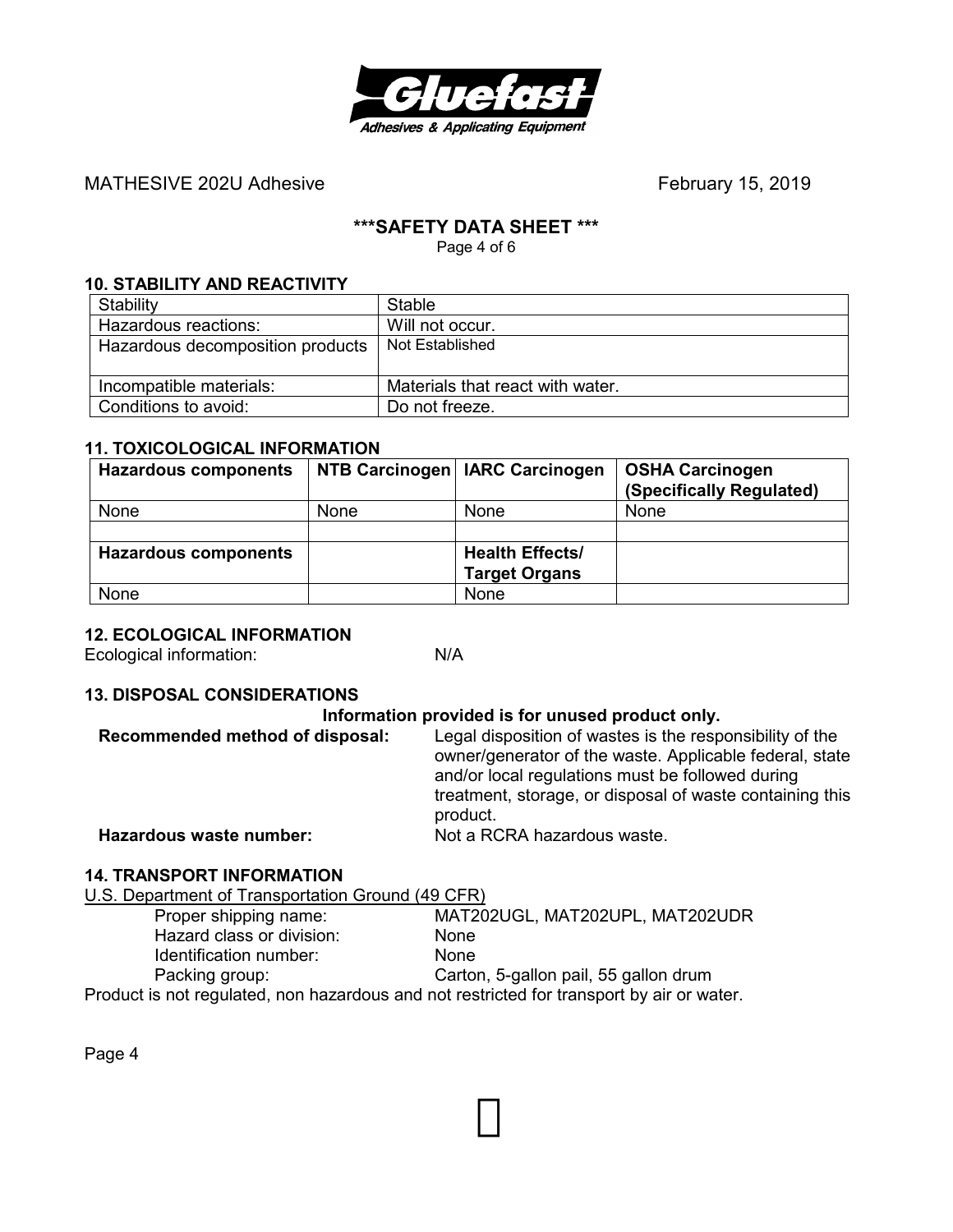MATHESIVE 202U Adhesive February 15, 2019

**\*\*\*SAFETY DATA SHEET \*\*\***

### 10. STABILITY AND REACTIVITY

| Stability | Stable |
|---|---|
| Hazardous reactions: | Will not occur. |
| Hazardous decomposition products | Not Established |
| Incompatible materials: | Materials that react with water. |
| Conditions to avoid: | Do not freeze. |

### 11. TOXICOLOGICAL INFORMATION

| **Hazardous components** | **NTB Carcinogen** | **IARC Carcinogen** | **OSHA Carcinogen (Specifically Regulated)** |
|---|---|---|---|
| None | None | None | None |
| | | | |
| **Hazardous components** | | **Health Effects/ Target Organs** | |
| None | | None | |

### 12. ECOLOGICAL INFORMATION

Ecological information: N/A

### 13. DISPOSAL CONSIDERATIONS

**Information provided is for unused product only.**

**Recommended method of disposal:** Legal disposition of wastes is the responsibility of the owner/generator of the waste. Applicable federal, state and/or local regulations must be followed during treatment, storage, or disposal of waste containing this product.

**Hazardous waste number:** Not a RCRA hazardous waste.

### 14. TRANSPORT INFORMATION

U.S. Department of Transportation Ground (49 CFR)

- Proper shipping name: MAT202UGL, MAT202UPL, MAT202UDR
- Hazard class or division: None
- Identification number: None
- Packing group: Carton, 5-gallon pail, 55 gallon drum

Product is not regulated, non hazardous and not restricted for transport by air or water.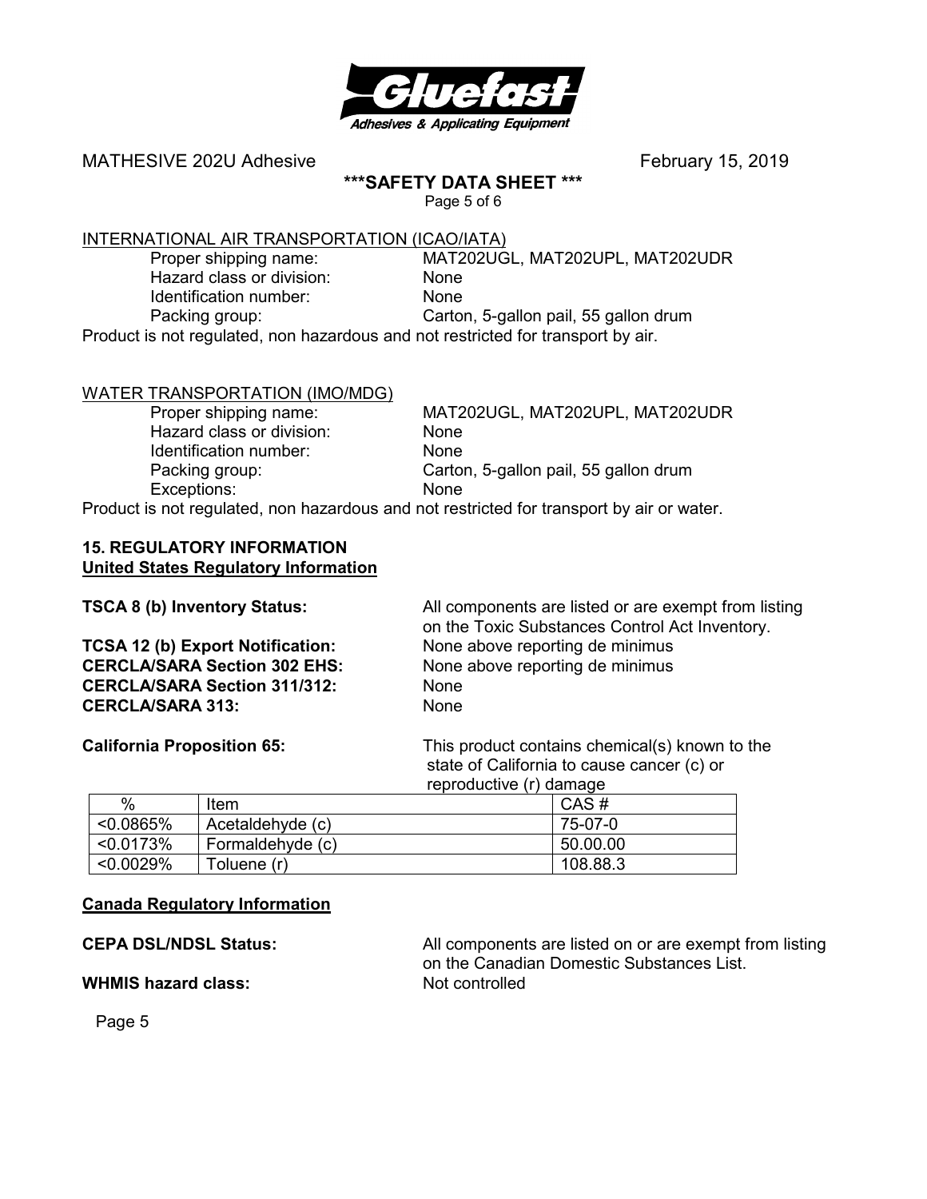INTERNATIONAL AIR TRANSPORTATION (ICAO/IATA)

| | |
|---|---|
| Proper shipping name: | MAT202UGL, MAT202UPL, MAT202UDR |
| Hazard class or division: | None |
| Identification number: | None |
| Packing group: | Carton, 5-gallon pail, 55 gallon drum |

Product is not regulated, non hazardous and not restricted for transport by air.

WATER TRANSPORTATION (IMO/MDG)

| | |
|---|---|
| Proper shipping name: | MAT202UGL, MAT202UPL, MAT202UDR |
| Hazard class or division: | None |
| Identification number: | None |
| Packing group: | Carton, 5-gallon pail, 55 gallon drum |
| Exceptions: | None |

Product is not regulated, non hazardous and not restricted for transport by air or water.

## 15. REGULATORY INFORMATION

### United States Regulatory Information

**TSCA 8 (b) Inventory Status:** All components are listed or are exempt from listing on the Toxic Substances Control Act Inventory.

**TCSA 12 (b) Export Notification:** None above reporting de minimus

**CERCLA/SARA Section 302 EHS:** None above reporting de minimus

**CERCLA/SARA Section 311/312:** None

**CERCLA/SARA 313:** None

**California Proposition 65:** This product contains chemical(s) known to the state of California to cause cancer (c) or reproductive (r) damage

| % | Item | CAS # |
|---|---|---|
| <0.0865% | Acetaldehyde (c) | 75-07-0 |
| <0.0173% | Formaldehyde (c) | 50.00.00 |
| <0.0029% | Toluene (r) | 108.88.3 |

### Canada Regulatory Information

**CEPA DSL/NDSL Status:** All components are listed on or are exempt from listing on the Canadian Domestic Substances List.

**WHMIS hazard class:** Not controlled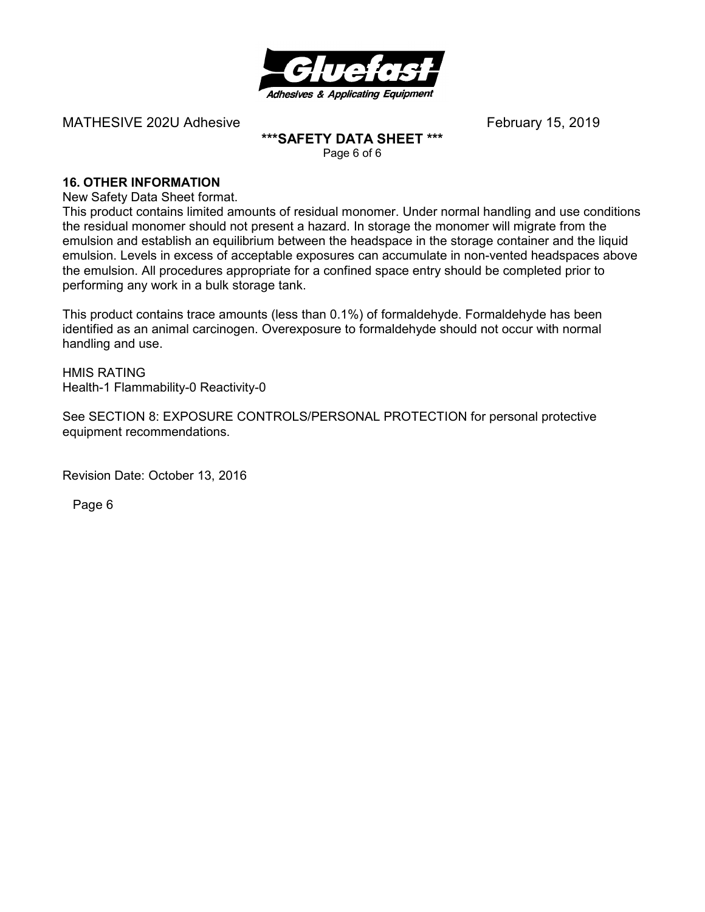## 16. OTHER INFORMATION

New Safety Data Sheet format.

This product contains limited amounts of residual monomer. Under normal handling and use conditions the residual monomer should not present a hazard. In storage the monomer will migrate from the emulsion and establish an equilibrium between the headspace in the storage container and the liquid emulsion. Levels in excess of acceptable exposures can accumulate in non-vented headspaces above the emulsion. All procedures appropriate for a confined space entry should be completed prior to performing any work in a bulk storage tank.

This product contains trace amounts (less than 0.1%) of formaldehyde. Formaldehyde has been identified as an animal carcinogen. Overexposure to formaldehyde should not occur with normal handling and use.

HMIS RATING
Health-1 Flammability-0 Reactivity-0

See SECTION 8: EXPOSURE CONTROLS/PERSONAL PROTECTION for personal protective equipment recommendations.

Revision Date: October 13, 2016